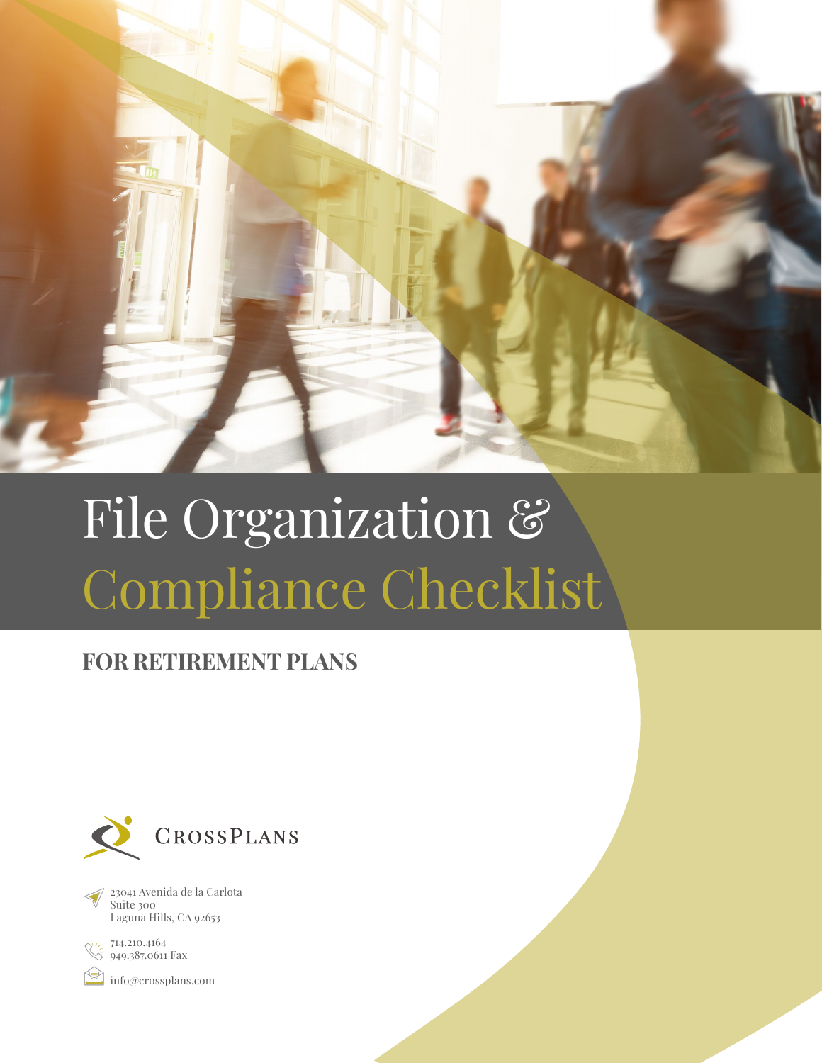# File Organization & Compliance Checklist

## FOR RETIREMENT PLANS

CROSSPLANS

23041 Avenida de la Carlota
Suite 300
Laguna Hills, CA 92653

714.210.4164
949.387.0611 Fax

info@crossplans.com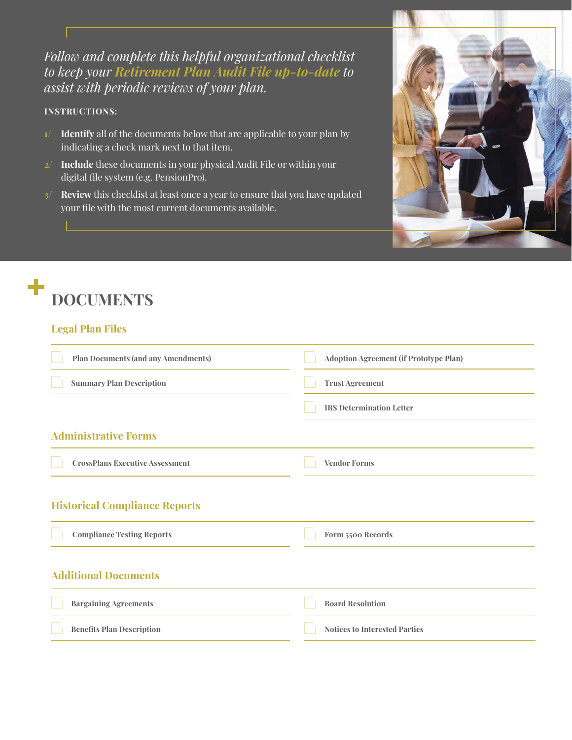*Follow and complete this helpful organizational checklist to keep your **Retirement Plan Audit File up-to-date** to assist with periodic reviews of your plan.*

**INSTRUCTIONS:**

1/ **Identify** all of the documents below that are applicable to your plan by indicating a check mark next to that item.

2/ **Include** these documents in your physical Audit File or within your digital file system (e.g. PensionPro).

3/ **Review** this checklist at least once a year to ensure that you have updated your file with the most current documents available.

# DOCUMENTS

## Legal Plan Files

- [ ] **Plan Documents (and any Amendments)**
- [ ] **Summary Plan Description**
- [ ] **Adoption Agreement (if Prototype Plan)**
- [ ] **Trust Agreement**
- [ ] **IRS Determination Letter**

## Administrative Forms

- [ ] **CrossPlans Executive Assessment**
- [ ] **Vendor Forms**

## Historical Compliance Reports

- [ ] **Compliance Testing Reports**
- [ ] **Form 5500 Records**

## Additional Documents

- [ ] **Bargaining Agreements**
- [ ] **Benefits Plan Description**
- [ ] **Board Resolution**
- [ ] **Notices to Interested Parties**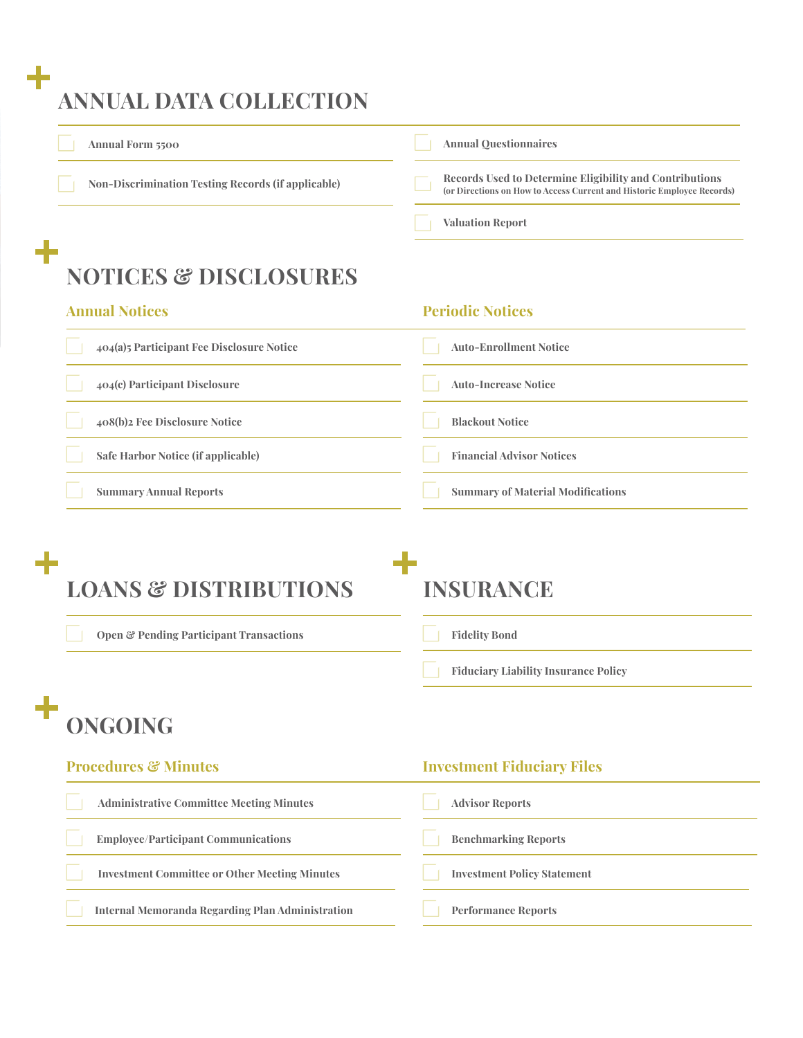# ANNUAL DATA COLLECTION

- [ ] Annual Form 5500
- [ ] Non-Discrimination Testing Records (if applicable)
- [ ] Annual Questionnaires
- [ ] Records Used to Determine Eligibility and Contributions (or Directions on How to Access Current and Historic Employee Records)
- [ ] Valuation Report

# NOTICES & DISCLOSURES

## Annual Notices

- [ ] 404(a)5 Participant Fee Disclosure Notice
- [ ] 404(c) Participant Disclosure
- [ ] 408(b)2 Fee Disclosure Notice
- [ ] Safe Harbor Notice (if applicable)
- [ ] Summary Annual Reports

## Periodic Notices

- [ ] Auto-Enrollment Notice
- [ ] Auto-Increase Notice
- [ ] Blackout Notice
- [ ] Financial Advisor Notices
- [ ] Summary of Material Modifications

# LOANS & DISTRIBUTIONS

- [ ] Open & Pending Participant Transactions

# INSURANCE

- [ ] Fidelity Bond
- [ ] Fiduciary Liability Insurance Policy

# ONGOING

## Procedures & Minutes

- [ ] Administrative Committee Meeting Minutes
- [ ] Employee/Participant Communications
- [ ] Investment Committee or Other Meeting Minutes
- [ ] Internal Memoranda Regarding Plan Administration

## Investment Fiduciary Files

- [ ] Advisor Reports
- [ ] Benchmarking Reports
- [ ] Investment Policy Statement
- [ ] Performance Reports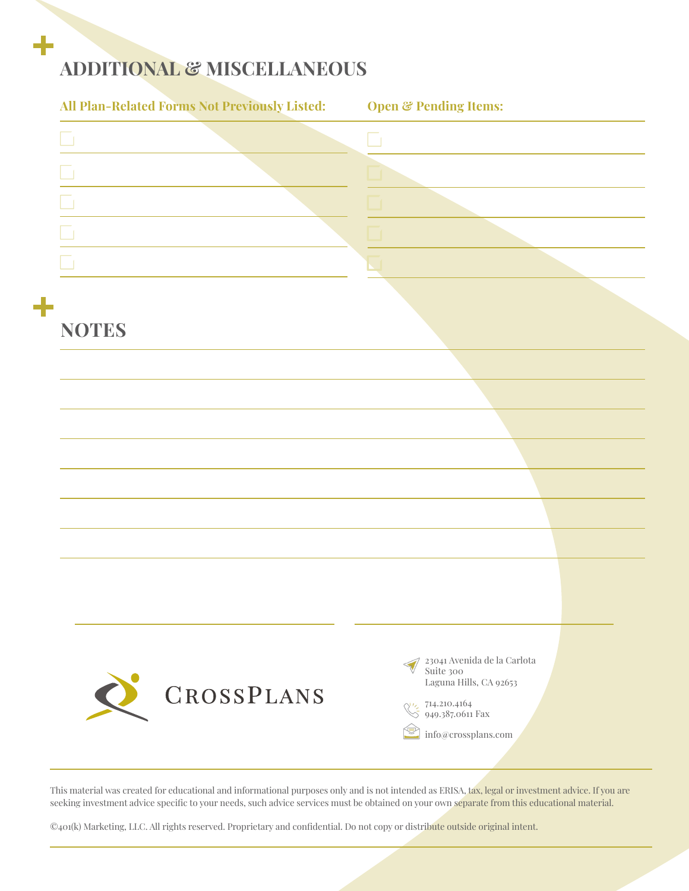## ADDITIONAL & MISCELLANEOUS

**All Plan-Related Forms Not Previously Listed:**

- [ ] 
- [ ] 
- [ ] 
- [ ] 
- [ ] 

**Open & Pending Items:**

- [ ] 
- [ ] 
- [ ] 
- [ ] 
- [ ] 

## NOTES

CrossPlans

23041 Avenida de la Carlota
Suite 300
Laguna Hills, CA 92653

714.210.4164
949.387.0611 Fax

info@crossplans.com

This material was created for educational and informational purposes only and is not intended as ERISA, tax, legal or investment advice. If you are seeking investment advice specific to your needs, such advice services must be obtained on your own separate from this educational material.

©401(k) Marketing, LLC. All rights reserved. Proprietary and confidential. Do not copy or distribute outside original intent.